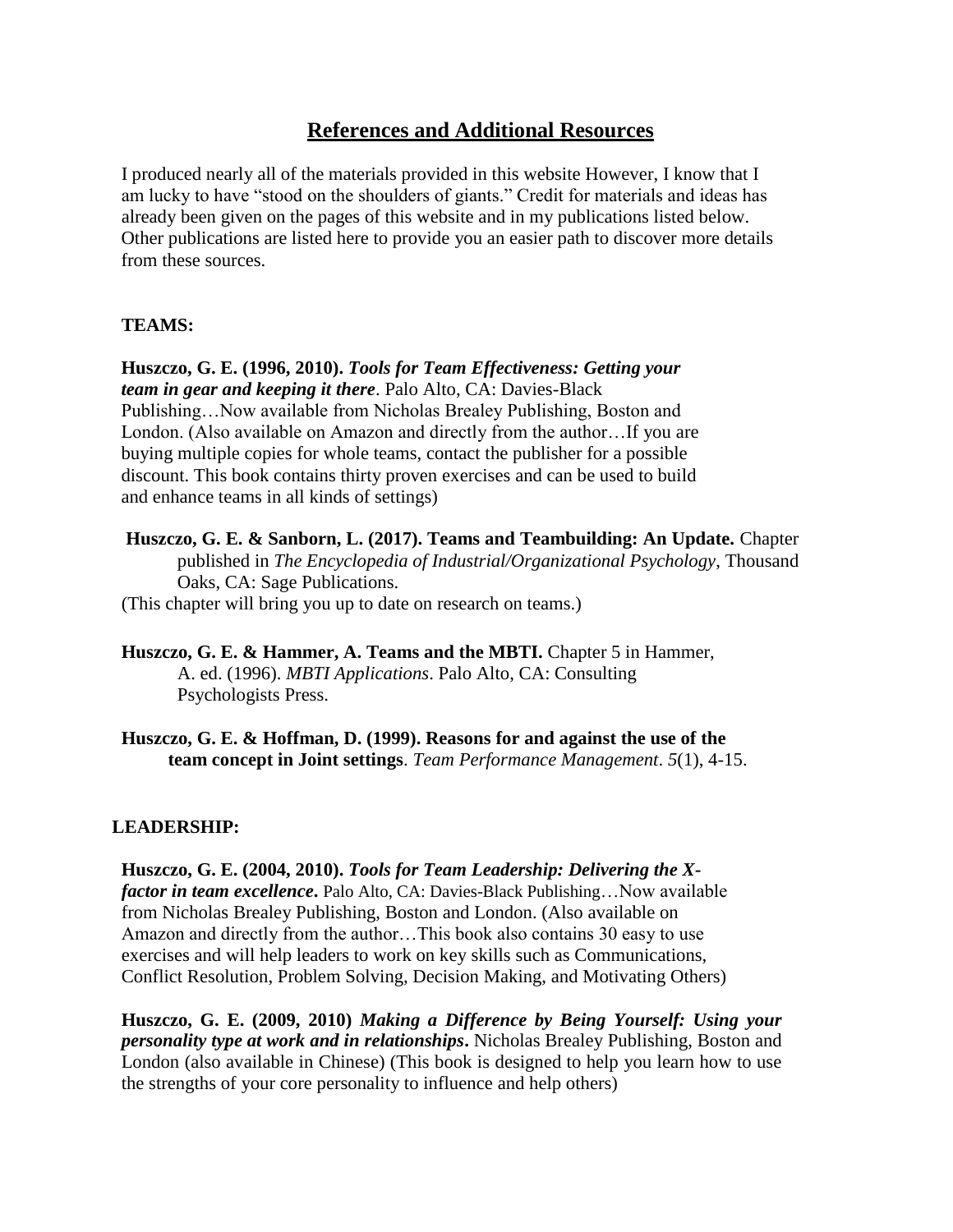# References and Additional Resources

I produced nearly all of the materials provided in this website However, I know that I am lucky to have "stood on the shoulders of giants." Credit for materials and ideas has already been given on the pages of this website and in my publications listed below. Other publications are listed here to provide you an easier path to discover more details from these sources.

## TEAMS:

**Huszczo, G. E. (1996, 2010).** ***Tools for Team Effectiveness: Getting your team in gear and keeping it there***. Palo Alto, CA: Davies-Black Publishing…Now available from Nicholas Brealey Publishing, Boston and London. (Also available on Amazon and directly from the author…If you are buying multiple copies for whole teams, contact the publisher for a possible discount. This book contains thirty proven exercises and can be used to build and enhance teams in all kinds of settings)

**Huszczo, G. E. & Sanborn, L. (2017). Teams and Teambuilding: An Update.** Chapter published in *The Encyclopedia of Industrial/Organizational Psychology*, Thousand Oaks, CA: Sage Publications.
(This chapter will bring you up to date on research on teams.)

**Huszczo, G. E. & Hammer, A. Teams and the MBTI.** Chapter 5 in Hammer, A. ed. (1996). *MBTI Applications*. Palo Alto, CA: Consulting Psychologists Press.

**Huszczo, G. E. & Hoffman, D. (1999). Reasons for and against the use of the team concept in Joint settings**. *Team Performance Management*. *5*(1), 4-15.

## LEADERSHIP:

**Huszczo, G. E. (2004, 2010).** ***Tools for Team Leadership: Delivering the X-factor in team excellence*****.** Palo Alto, CA: Davies-Black Publishing…Now available from Nicholas Brealey Publishing, Boston and London. (Also available on Amazon and directly from the author…This book also contains 30 easy to use exercises and will help leaders to work on key skills such as Communications, Conflict Resolution, Problem Solving, Decision Making, and Motivating Others)

**Huszczo, G. E. (2009, 2010)** ***Making a Difference by Being Yourself: Using your personality type at work and in relationships*****.** Nicholas Brealey Publishing, Boston and London (also available in Chinese) (This book is designed to help you learn how to use the strengths of your core personality to influence and help others)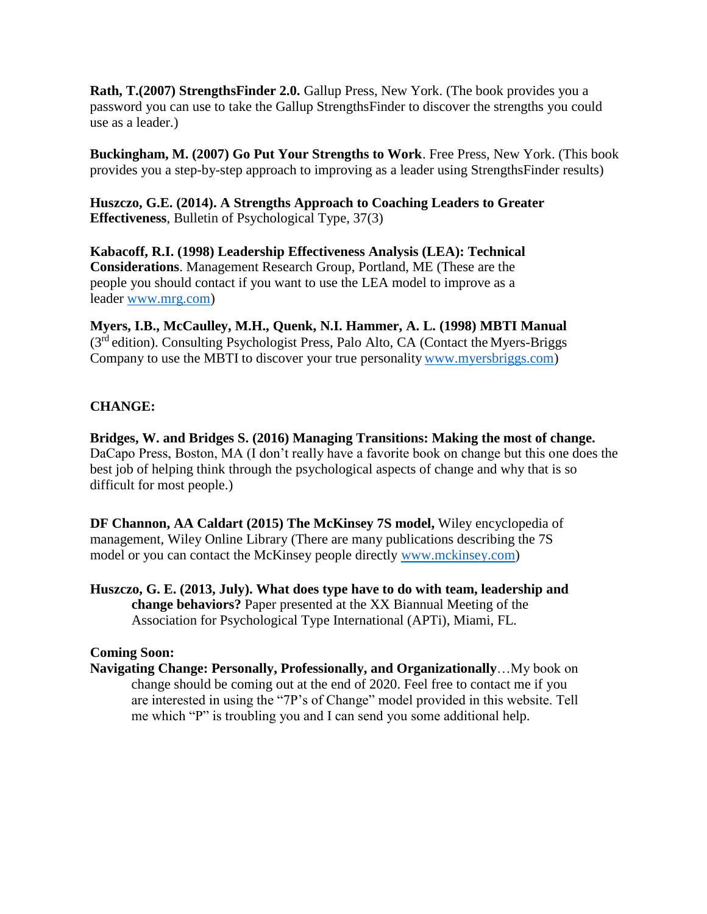**Rath, T.(2007) StrengthsFinder 2.0.** Gallup Press, New York. (The book provides you a password you can use to take the Gallup StrengthsFinder to discover the strengths you could use as a leader.)

**Buckingham, M. (2007) Go Put Your Strengths to Work**. Free Press, New York. (This book provides you a step-by-step approach to improving as a leader using StrengthsFinder results)

**Huszczo, G.E. (2014). A Strengths Approach to Coaching Leaders to Greater Effectiveness**, Bulletin of Psychological Type, 37(3)

**Kabacoff, R.I. (1998) Leadership Effectiveness Analysis (LEA): Technical Considerations**. Management Research Group, Portland, ME (These are the people you should contact if you want to use the LEA model to improve as a leader www.mrg.com)

**Myers, I.B., McCaulley, M.H., Quenk, N.I. Hammer, A. L. (1998) MBTI Manual** (3rd edition). Consulting Psychologist Press, Palo Alto, CA (Contact the Myers-Briggs Company to use the MBTI to discover your true personality www.myersbriggs.com)

**CHANGE:**

**Bridges, W. and Bridges S. (2016) Managing Transitions: Making the most of change.** DaCapo Press, Boston, MA (I don't really have a favorite book on change but this one does the best job of helping think through the psychological aspects of change and why that is so difficult for most people.)

**DF Channon, AA Caldart (2015) The McKinsey 7S model,** Wiley encyclopedia of management, Wiley Online Library (There are many publications describing the 7S model or you can contact the McKinsey people directly www.mckinsey.com)

**Huszczo, G. E. (2013, July). What does type have to do with team, leadership and change behaviors?** Paper presented at the XX Biannual Meeting of the Association for Psychological Type International (APTi), Miami, FL.

**Coming Soon:**
**Navigating Change: Personally, Professionally, and Organizationally**…My book on change should be coming out at the end of 2020. Feel free to contact me if you are interested in using the "7P's of Change" model provided in this website. Tell me which "P" is troubling you and I can send you some additional help.